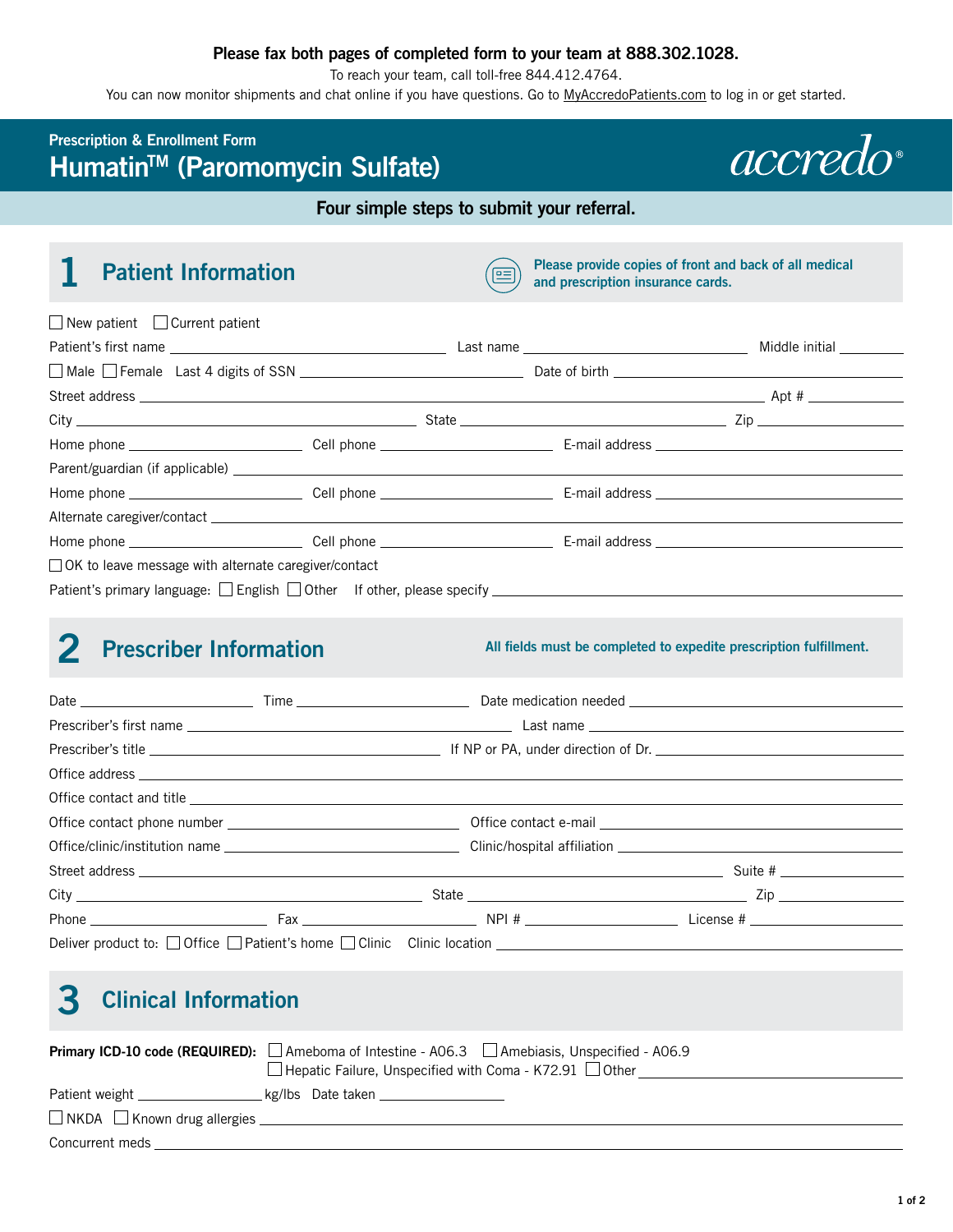**Please fax both pages of completed form to your team at 888.302.1028.**

To reach your team, call toll-free 844.412.4764.

You can now monitor shipments and chat online if you have questions. Go to MyAccredoPatients.com to log in or get started.

Prescription & Enrollment Form

# Humatin™ (Paromomycin Sulfate)

accredo®

**Four simple steps to submit your referral.**

## 1 Patient Information

**Please provide copies of front and back of all medical and prescription insurance cards.**

☐ New patient ☐ Current patient

Patient's first name ______ Last name ______ Middle initial ______

☐ Male ☐ Female Last 4 digits of SSN ______ Date of birth ______

Street address ______ Apt # ______

City ______ State ______ Zip ______

Home phone ______ Cell phone ______ E-mail address ______

Parent/guardian (if applicable) ______

Home phone ______ Cell phone ______ E-mail address ______

Alternate caregiver/contact ______

Home phone ______ Cell phone ______ E-mail address ______

☐ OK to leave message with alternate caregiver/contact

Patient's primary language: ☐ English ☐ Other If other, please specify ______

## 2 Prescriber Information

**All fields must be completed to expedite prescription fulfillment.**

Date ______ Time ______ Date medication needed ______

Prescriber's first name ______ Last name ______

Prescriber's title ______ If NP or PA, under direction of Dr. ______

Office address ______

Office contact and title ______

Office contact phone number ______ Office contact e-mail ______

Office/clinic/institution name ______ Clinic/hospital affiliation ______

Street address ______ Suite # ______

City ______ State ______ Zip ______

Phone ______ Fax ______ NPI # ______ License # ______

Deliver product to: ☐ Office ☐ Patient's home ☐ Clinic Clinic location ______

## 3 Clinical Information

**Primary ICD-10 code (REQUIRED):** ☐ Ameboma of Intestine - A06.3 ☐ Amebiasis, Unspecified - A06.9 ☐ Hepatic Failure, Unspecified with Coma - K72.91 ☐ Other ______

Patient weight ______ kg/lbs Date taken ______

☐ NKDA ☐ Known drug allergies ______

Concurrent meds ______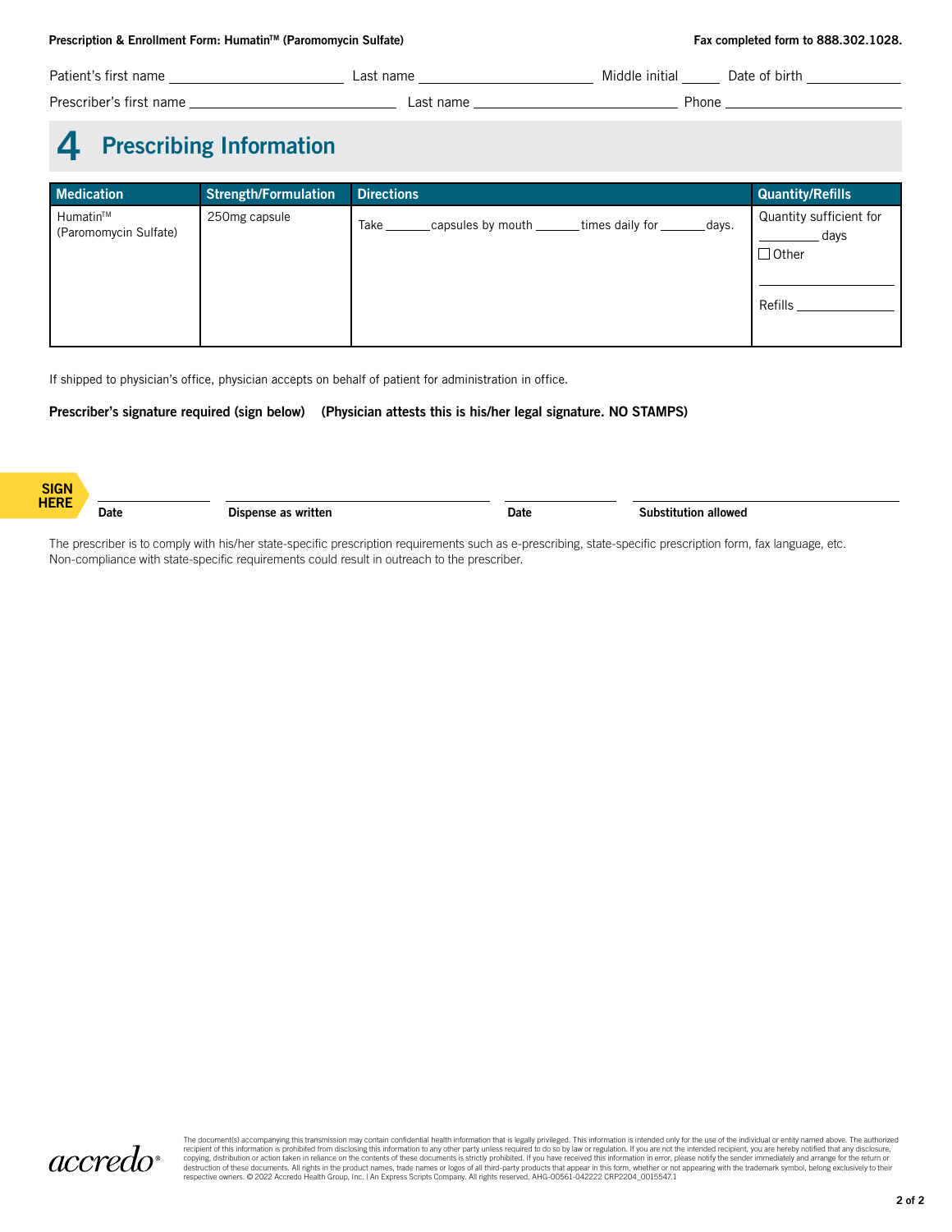Prescription & Enrollment Form: Humatin™ (Paromomycin Sulfate)

Fax completed form to 888.302.1028.

Patient's first name ____________ Last name ____________ Middle initial ____ Date of birth ____________

Prescriber's first name ____________ Last name ____________ Phone ____________

# 4 Prescribing Information

| Medication | Strength/Formulation | Directions | Quantity/Refills |
|---|---|---|---|
| Humatin™ (Paromomycin Sulfate) | 250mg capsule | Take ______ capsules by mouth ______ times daily for ______ days. | Quantity sufficient for ______ days<br>☐ Other ____________<br>Refills ____________ |

If shipped to physician's office, physician accepts on behalf of patient for administration in office.

**Prescriber's signature required (sign below) (Physician attests this is his/her legal signature. NO STAMPS)**

**SIGN HERE**

| | | | |
|---|---|---|---|
| **Date** | **Dispense as written** | **Date** | **Substitution allowed** |

The prescriber is to comply with his/her state-specific prescription requirements such as e-prescribing, state-specific prescription form, fax language, etc. Non-compliance with state-specific requirements could result in outreach to the prescriber.

accredo®

The document(s) accompanying this transmission may contain confidential health information that is legally privileged. This information is intended only for the use of the individual or entity named above. The authorized recipient of this information is prohibited from disclosing this information to any other party unless required to do so by law or regulation. If you are not the intended recipient, you are hereby notified that any disclosure, copying, distribution or action taken in reliance on the contents of these documents is strictly prohibited. If you have received this information in error, please notify the sender immediately and arrange for the return or destruction of these documents. All rights in the product names, trade names or logos of all third-party products that appear in this form, whether or not appearing with the trademark symbol, belong exclusively to their respective owners. © 2022 Accredo Health Group, Inc. | An Express Scripts Company. All rights reserved. AHG-00561-042222 CRP2204_0015547.1